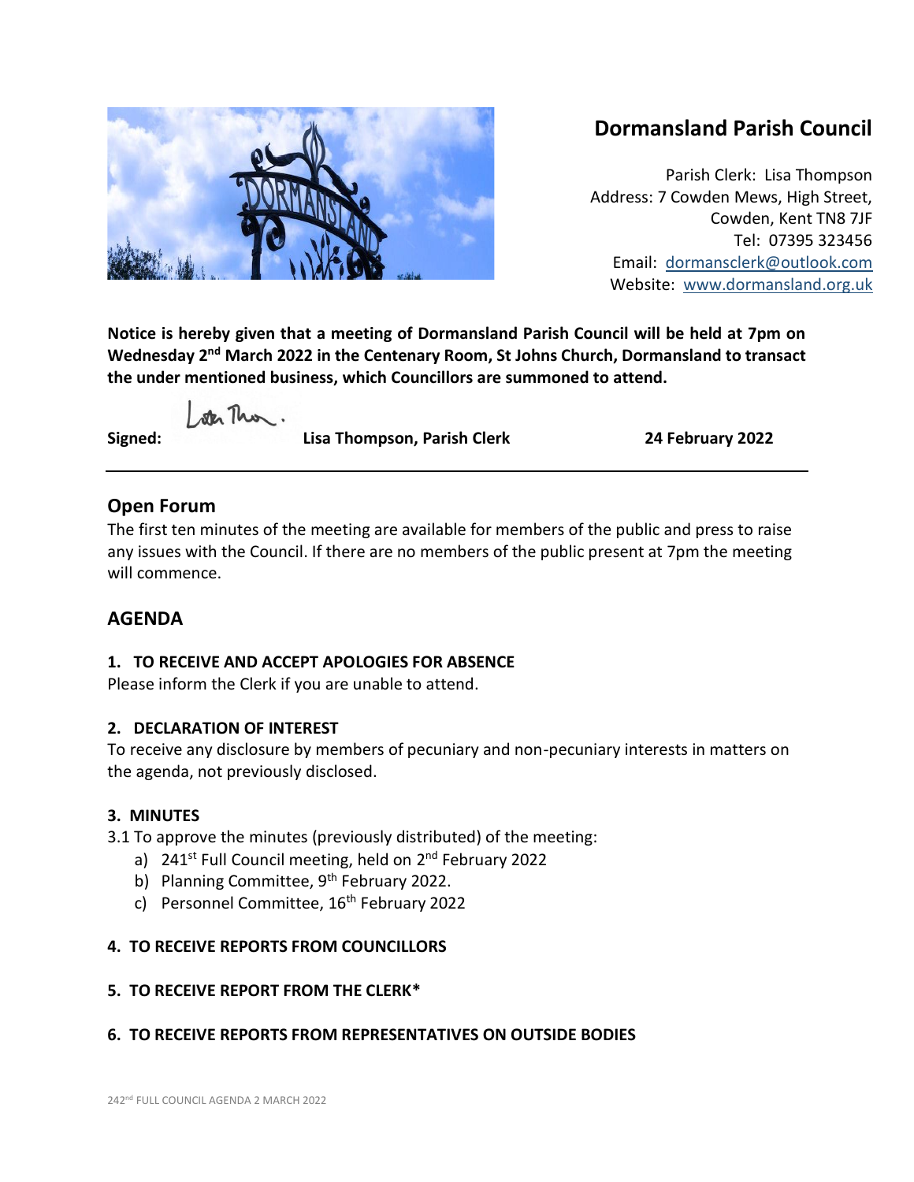# Dormansland Parish Council

Parish Clerk: Lisa Thompson
Address: 7 Cowden Mews, High Street, Cowden, Kent TN8 7JF
Tel: 07395 323456
Email: dormansclerk@outlook.com
Website: www.dormansland.org.uk

**Notice is hereby given that a meeting of Dormansland Parish Council will be held at 7pm on Wednesday 2nd March 2022 in the Centenary Room, St Johns Church, Dormansland to transact the under mentioned business, which Councillors are summoned to attend.**

**Signed:** **Lisa Thompson, Parish Clerk** **24 February 2022**

---

## Open Forum

The first ten minutes of the meeting are available for members of the public and press to raise any issues with the Council. If there are no members of the public present at 7pm the meeting will commence.

## AGENDA

### 1. TO RECEIVE AND ACCEPT APOLOGIES FOR ABSENCE

Please inform the Clerk if you are unable to attend.

### 2. DECLARATION OF INTEREST

To receive any disclosure by members of pecuniary and non-pecuniary interests in matters on the agenda, not previously disclosed.

### 3. MINUTES

3.1 To approve the minutes (previously distributed) of the meeting:

a) 241st Full Council meeting, held on 2nd February 2022
b) Planning Committee, 9th February 2022.
c) Personnel Committee, 16th February 2022

### 4. TO RECEIVE REPORTS FROM COUNCILLORS

### 5. TO RECEIVE REPORT FROM THE CLERK*

### 6. TO RECEIVE REPORTS FROM REPRESENTATIVES ON OUTSIDE BODIES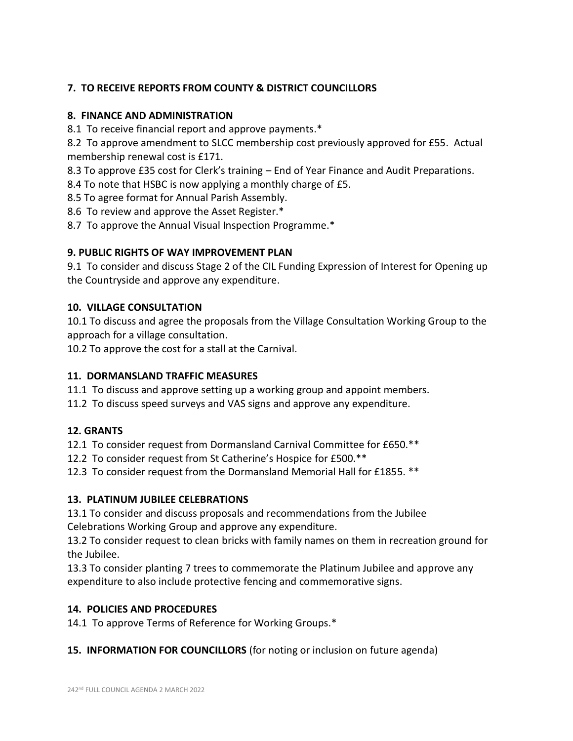## 7. TO RECEIVE REPORTS FROM COUNTY & DISTRICT COUNCILLORS

## 8. FINANCE AND ADMINISTRATION

8.1 To receive financial report and approve payments.*

8.2 To approve amendment to SLCC membership cost previously approved for £55. Actual membership renewal cost is £171.

8.3 To approve £35 cost for Clerk's training – End of Year Finance and Audit Preparations.

8.4 To note that HSBC is now applying a monthly charge of £5.

8.5 To agree format for Annual Parish Assembly.

8.6 To review and approve the Asset Register.*

8.7 To approve the Annual Visual Inspection Programme.*

## 9. PUBLIC RIGHTS OF WAY IMPROVEMENT PLAN

9.1 To consider and discuss Stage 2 of the CIL Funding Expression of Interest for Opening up the Countryside and approve any expenditure.

## 10. VILLAGE CONSULTATION

10.1 To discuss and agree the proposals from the Village Consultation Working Group to the approach for a village consultation.

10.2 To approve the cost for a stall at the Carnival.

## 11. DORMANSLAND TRAFFIC MEASURES

11.1 To discuss and approve setting up a working group and appoint members.

11.2 To discuss speed surveys and VAS signs and approve any expenditure.

## 12. GRANTS

12.1 To consider request from Dormansland Carnival Committee for £650.**

12.2 To consider request from St Catherine's Hospice for £500.**

12.3 To consider request from the Dormansland Memorial Hall for £1855. **

## 13. PLATINUM JUBILEE CELEBRATIONS

13.1 To consider and discuss proposals and recommendations from the Jubilee Celebrations Working Group and approve any expenditure.

13.2 To consider request to clean bricks with family names on them in recreation ground for the Jubilee.

13.3 To consider planting 7 trees to commemorate the Platinum Jubilee and approve any expenditure to also include protective fencing and commemorative signs.

## 14. POLICIES AND PROCEDURES

14.1 To approve Terms of Reference for Working Groups.*

## 15. INFORMATION FOR COUNCILLORS (for noting or inclusion on future agenda)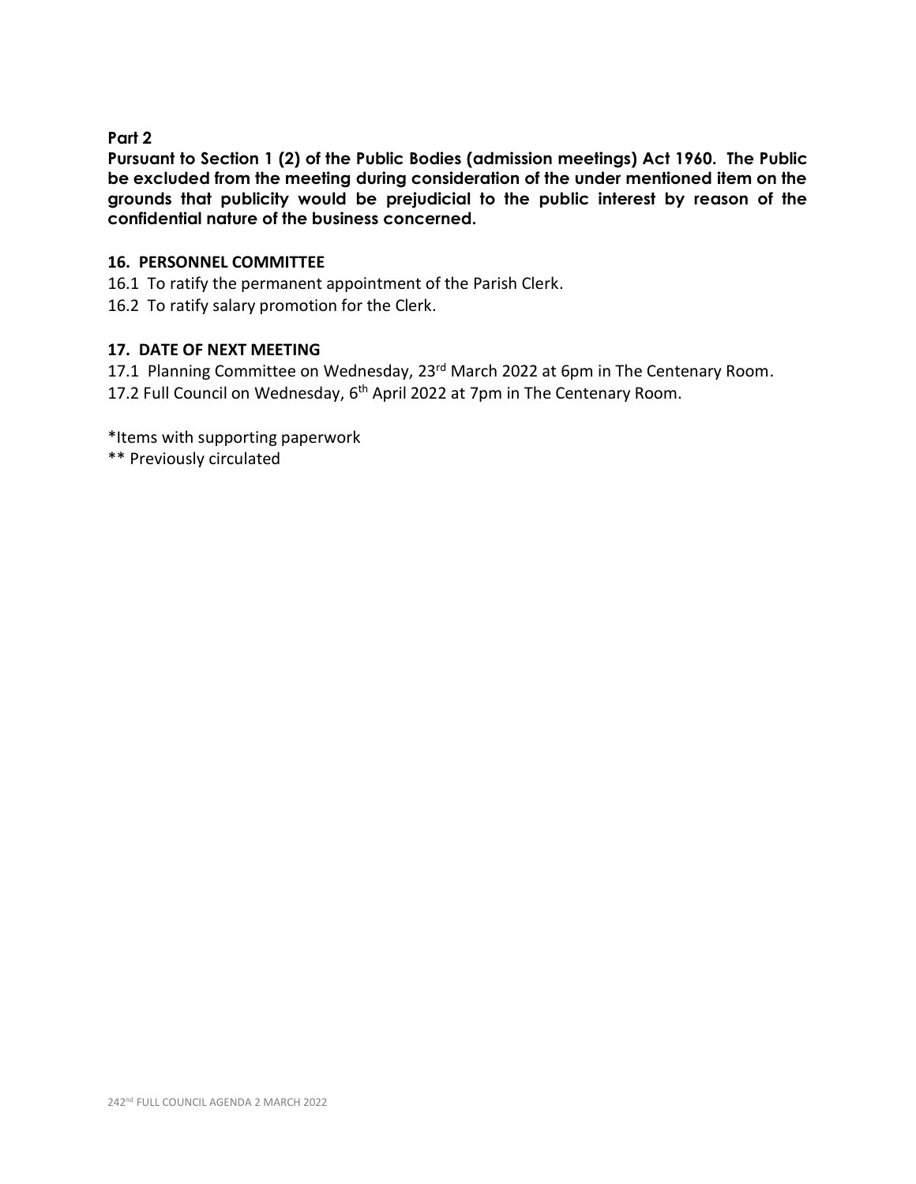**Part 2**

**Pursuant to Section 1 (2) of the Public Bodies (admission meetings) Act 1960. The Public be excluded from the meeting during consideration of the under mentioned item on the grounds that publicity would be prejudicial to the public interest by reason of the confidential nature of the business concerned.**

**16. PERSONNEL COMMITTEE**

16.1 To ratify the permanent appointment of the Parish Clerk.
16.2 To ratify salary promotion for the Clerk.

**17. DATE OF NEXT MEETING**

17.1 Planning Committee on Wednesday, 23rd March 2022 at 6pm in The Centenary Room.
17.2 Full Council on Wednesday, 6th April 2022 at 7pm in The Centenary Room.

*Items with supporting paperwork
** Previously circulated